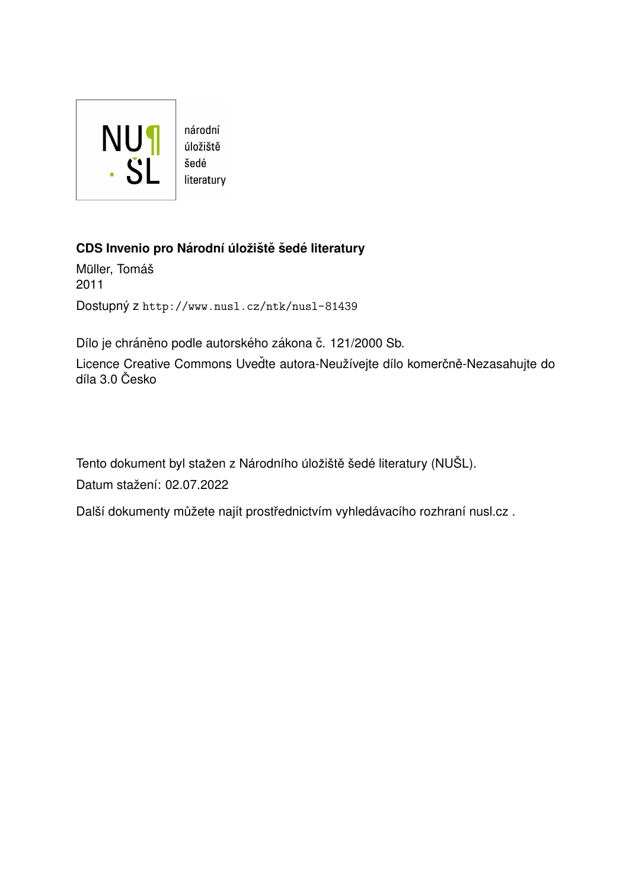NU¶ŠL

národní úložiště šedé literatury

**CDS Invenio pro Národní úložiště šedé literatury**

Müller, Tomáš
2011

Dostupný z http://www.nusl.cz/ntk/nusl-81439

Dílo je chráněno podle autorského zákona č. 121/2000 Sb.

Licence Creative Commons Uveďte autora-Neužívejte dílo komerčně-Nezasahujte do díla 3.0 Česko

Tento dokument byl stažen z Národního úložiště šedé literatury (NUŠL).

Datum stažení: 02.07.2022

Další dokumenty můžete najít prostřednictvím vyhledávacího rozhraní nusl.cz .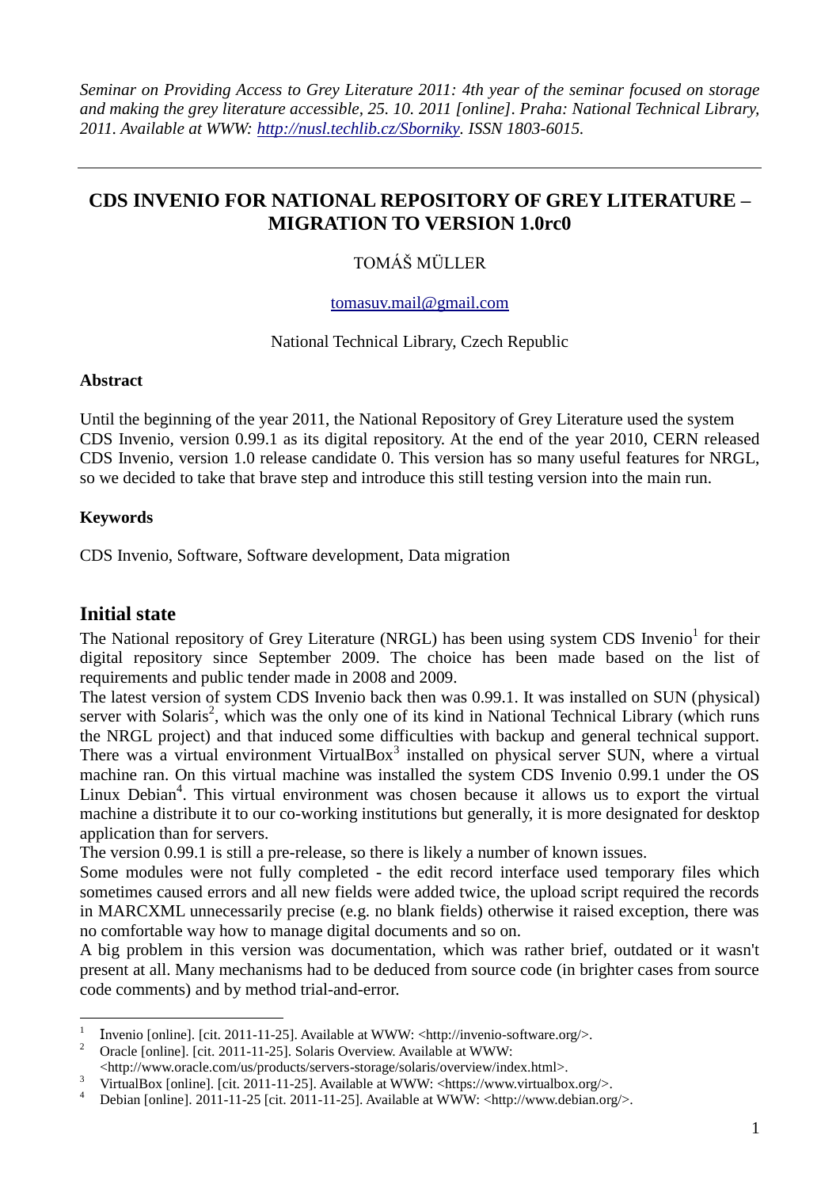*Seminar on Providing Access to Grey Literature 2011: 4th year of the seminar focused on storage and making the grey literature accessible, 25. 10. 2011 [online]. Praha: National Technical Library, 2011. Available at WWW: [http://nusl.techlib.cz/Sborniky](http://nusl.techlib.cz/Sborniky). ISSN 1803-6015.*

---

# CDS INVENIO FOR NATIONAL REPOSITORY OF GREY LITERATURE – MIGRATION TO VERSION 1.0rc0

TOMÁŠ MÜLLER

[tomasuv.mail@gmail.com](mailto:tomasuv.mail@gmail.com)

National Technical Library, Czech Republic

**Abstract**

Until the beginning of the year 2011, the National Repository of Grey Literature used the system CDS Invenio, version 0.99.1 as its digital repository. At the end of the year 2010, CERN released CDS Invenio, version 1.0 release candidate 0. This version has so many useful features for NRGL, so we decided to take that brave step and introduce this still testing version into the main run.

**Keywords**

CDS Invenio, Software, Software development, Data migration

## Initial state

The National repository of Grey Literature (NRGL) has been using system CDS Invenio[1] for their digital repository since September 2009. The choice has been made based on the list of requirements and public tender made in 2008 and 2009.

The latest version of system CDS Invenio back then was 0.99.1. It was installed on SUN (physical) server with Solaris[2], which was the only one of its kind in National Technical Library (which runs the NRGL project) and that induced some difficulties with backup and general technical support. There was a virtual environment VirtualBox[3] installed on physical server SUN, where a virtual machine ran. On this virtual machine was installed the system CDS Invenio 0.99.1 under the OS Linux Debian[4]. This virtual environment was chosen because it allows us to export the virtual machine a distribute it to our co-working institutions but generally, it is more designated for desktop application than for servers.

The version 0.99.1 is still a pre-release, so there is likely a number of known issues.

Some modules were not fully completed - the edit record interface used temporary files which sometimes caused errors and all new fields were added twice, the upload script required the records in MARCXML unnecessarily precise (e.g. no blank fields) otherwise it raised exception, there was no comfortable way how to manage digital documents and so on.

A big problem in this version was documentation, which was rather brief, outdated or it wasn't present at all. Many mechanisms had to be deduced from source code (in brighter cases from source code comments) and by method trial-and-error.

---

1. Invenio [online]. [cit. 2011-11-25]. Available at WWW: <http://invenio-software.org/>.
2. Oracle [online]. [cit. 2011-11-25]. Solaris Overview. Available at WWW: <http://www.oracle.com/us/products/servers-storage/solaris/overview/index.html>.
3. VirtualBox [online]. [cit. 2011-11-25]. Available at WWW: <https://www.virtualbox.org/>.
4. Debian [online]. 2011-11-25 [cit. 2011-11-25]. Available at WWW: <http://www.debian.org/>.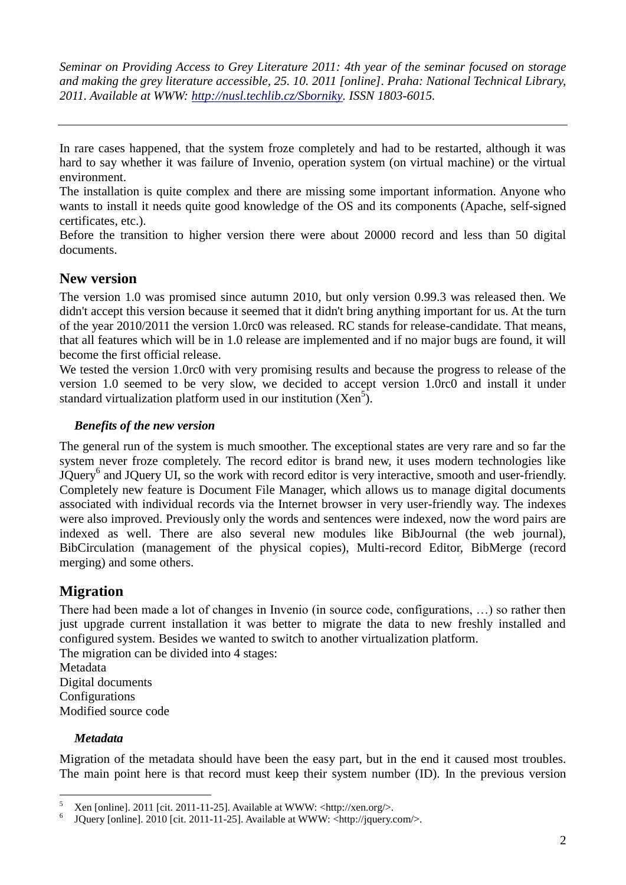In rare cases happened, that the system froze completely and had to be restarted, although it was hard to say whether it was failure of Invenio, operation system (on virtual machine) or the virtual environment.

The installation is quite complex and there are missing some important information. Anyone who wants to install it needs quite good knowledge of the OS and its components (Apache, self-signed certificates, etc.).

Before the transition to higher version there were about 20000 record and less than 50 digital documents.

## New version

The version 1.0 was promised since autumn 2010, but only version 0.99.3 was released then. We didn't accept this version because it seemed that it didn't bring anything important for us. At the turn of the year 2010/2011 the version 1.0rc0 was released. RC stands for release-candidate. That means, that all features which will be in 1.0 release are implemented and if no major bugs are found, it will become the first official release.

We tested the version 1.0rc0 with very promising results and because the progress to release of the version 1.0 seemed to be very slow, we decided to accept version 1.0rc0 and install it under standard virtualization platform used in our institution (Xen[5]).

### *Benefits of the new version*

The general run of the system is much smoother. The exceptional states are very rare and so far the system never froze completely. The record editor is brand new, it uses modern technologies like JQuery[6] and JQuery UI, so the work with record editor is very interactive, smooth and user-friendly. Completely new feature is Document File Manager, which allows us to manage digital documents associated with individual records via the Internet browser in very user-friendly way. The indexes were also improved. Previously only the words and sentences were indexed, now the word pairs are indexed as well. There are also several new modules like BibJournal (the web journal), BibCirculation (management of the physical copies), Multi-record Editor, BibMerge (record merging) and some others.

## Migration

There had been made a lot of changes in Invenio (in source code, configurations, …) so rather then just upgrade current installation it was better to migrate the data to new freshly installed and configured system. Besides we wanted to switch to another virtualization platform.

The migration can be divided into 4 stages:

Metadata
Digital documents
Configurations
Modified source code

### *Metadata*

Migration of the metadata should have been the easy part, but in the end it caused most troubles. The main point here is that record must keep their system number (ID). In the previous version

---

[5] Xen [online]. 2011 [cit. 2011-11-25]. Available at WWW: <http://xen.org/>.

[6] JQuery [online]. 2010 [cit. 2011-11-25]. Available at WWW: <http://jquery.com/>.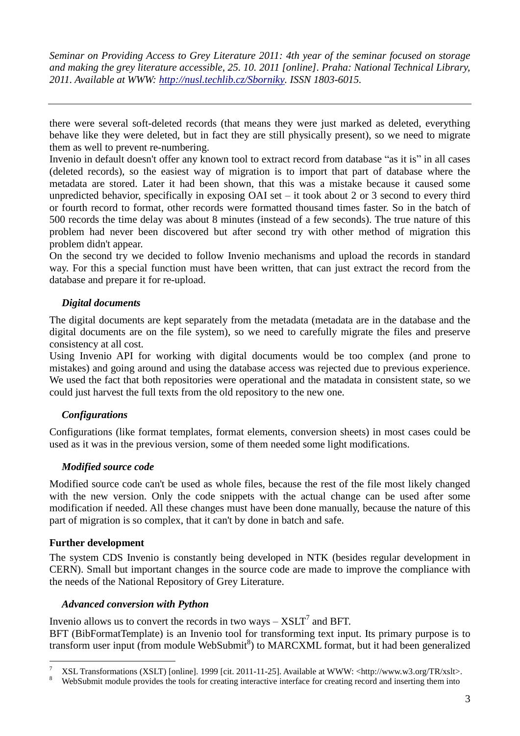there were several soft-deleted records (that means they were just marked as deleted, everything behave like they were deleted, but in fact they are still physically present), so we need to migrate them as well to prevent re-numbering.

Invenio in default doesn't offer any known tool to extract record from database "as it is" in all cases (deleted records), so the easiest way of migration is to import that part of database where the metadata are stored. Later it had been shown, that this was a mistake because it caused some unpredicted behavior, specifically in exposing OAI set – it took about 2 or 3 second to every third or fourth record to format, other records were formatted thousand times faster. So in the batch of 500 records the time delay was about 8 minutes (instead of a few seconds). The true nature of this problem had never been discovered but after second try with other method of migration this problem didn't appear.

On the second try we decided to follow Invenio mechanisms and upload the records in standard way. For this a special function must have been written, that can just extract the record from the database and prepare it for re-upload.

### *Digital documents*

The digital documents are kept separately from the metadata (metadata are in the database and the digital documents are on the file system), so we need to carefully migrate the files and preserve consistency at all cost.

Using Invenio API for working with digital documents would be too complex (and prone to mistakes) and going around and using the database access was rejected due to previous experience. We used the fact that both repositories were operational and the matadata in consistent state, so we could just harvest the full texts from the old repository to the new one.

### *Configurations*

Configurations (like format templates, format elements, conversion sheets) in most cases could be used as it was in the previous version, some of them needed some light modifications.

### *Modified source code*

Modified source code can't be used as whole files, because the rest of the file most likely changed with the new version. Only the code snippets with the actual change can be used after some modification if needed. All these changes must have been done manually, because the nature of this part of migration is so complex, that it can't by done in batch and safe.

## **Further development**

The system CDS Invenio is constantly being developed in NTK (besides regular development in CERN). Small but important changes in the source code are made to improve the compliance with the needs of the National Repository of Grey Literature.

### *Advanced conversion with Python*

Invenio allows us to convert the records in two ways – XSLT[7] and BFT.

BFT (BibFormatTemplate) is an Invenio tool for transforming text input. Its primary purpose is to transform user input (from module WebSubmit[8]) to MARCXML format, but it had been generalized

---

[7] XSL Transformations (XSLT) [online]. 1999 [cit. 2011-11-25]. Available at WWW: <http://www.w3.org/TR/xslt>.

[8] WebSubmit module provides the tools for creating interactive interface for creating record and inserting them into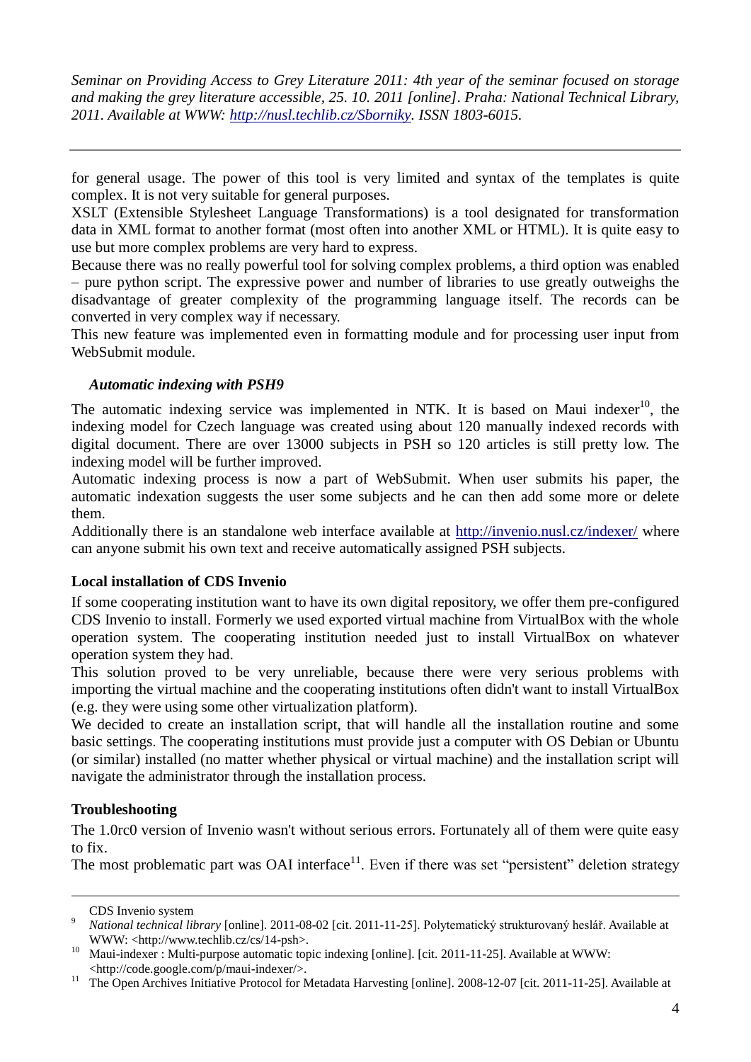for general usage. The power of this tool is very limited and syntax of the templates is quite complex. It is not very suitable for general purposes.

XSLT (Extensible Stylesheet Language Transformations) is a tool designated for transformation data in XML format to another format (most often into another XML or HTML). It is quite easy to use but more complex problems are very hard to express.

Because there was no really powerful tool for solving complex problems, a third option was enabled – pure python script. The expressive power and number of libraries to use greatly outweighs the disadvantage of greater complexity of the programming language itself. The records can be converted in very complex way if necessary.

This new feature was implemented even in formatting module and for processing user input from WebSubmit module.

#### *Automatic indexing with PSH9*

The automatic indexing service was implemented in NTK. It is based on Maui indexer[10], the indexing model for Czech language was created using about 120 manually indexed records with digital document. There are over 13000 subjects in PSH so 120 articles is still pretty low. The indexing model will be further improved.

Automatic indexing process is now a part of WebSubmit. When user submits his paper, the automatic indexation suggests the user some subjects and he can then add some more or delete them.

Additionally there is an standalone web interface available at http://invenio.nusl.cz/indexer/ where can anyone submit his own text and receive automatically assigned PSH subjects.

### Local installation of CDS Invenio

If some cooperating institution want to have its own digital repository, we offer them pre-configured CDS Invenio to install. Formerly we used exported virtual machine from VirtualBox with the whole operation system. The cooperating institution needed just to install VirtualBox on whatever operation system they had.

This solution proved to be very unreliable, because there were very serious problems with importing the virtual machine and the cooperating institutions often didn't want to install VirtualBox (e.g. they were using some other virtualization platform).

We decided to create an installation script, that will handle all the installation routine and some basic settings. The cooperating institutions must provide just a computer with OS Debian or Ubuntu (or similar) installed (no matter whether physical or virtual machine) and the installation script will navigate the administrator through the installation process.

### Troubleshooting

The 1.0rc0 version of Invenio wasn't without serious errors. Fortunately all of them were quite easy to fix.

The most problematic part was OAI interface[11]. Even if there was set "persistent" deletion strategy

---

CDS Invenio system

[9] *National technical library* [online]. 2011-08-02 [cit. 2011-11-25]. Polytematický strukturovaný heslář. Available at WWW: <http://www.techlib.cz/cs/14-psh>.

[10] Maui-indexer : Multi-purpose automatic topic indexing [online]. [cit. 2011-11-25]. Available at WWW: <http://code.google.com/p/maui-indexer/>.

[11] The Open Archives Initiative Protocol for Metadata Harvesting [online]. 2008-12-07 [cit. 2011-11-25]. Available at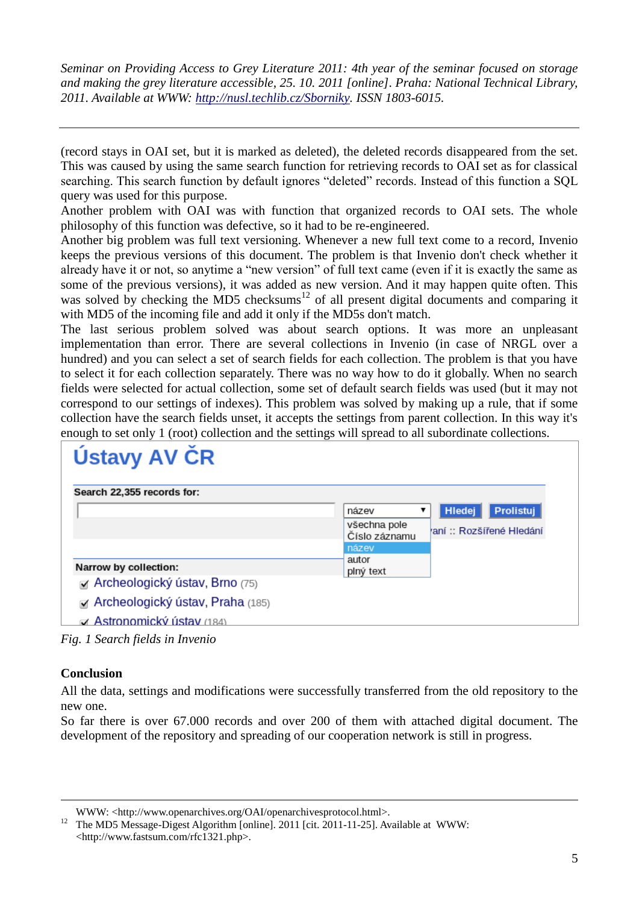(record stays in OAI set, but it is marked as deleted), the deleted records disappeared from the set. This was caused by using the same search function for retrieving records to OAI set as for classical searching. This search function by default ignores "deleted" records. Instead of this function a SQL query was used for this purpose.
Another problem with OAI was with function that organized records to OAI sets. The whole philosophy of this function was defective, so it had to be re-engineered.
Another big problem was full text versioning. Whenever a new full text come to a record, Invenio keeps the previous versions of this document. The problem is that Invenio don't check whether it already have it or not, so anytime a "new version" of full text came (even if it is exactly the same as some of the previous versions), it was added as new version. And it may happen quite often. This was solved by checking the MD5 checksums[12] of all present digital documents and comparing it with MD5 of the incoming file and add it only if the MD5s don't match.
The last serious problem solved was about search options. It was more an unpleasant implementation than error. There are several collections in Invenio (in case of NRGL over a hundred) and you can select a set of search fields for each collection. The problem is that you have to select it for each collection separately. There was no way how to do it globally. When no search fields were selected for actual collection, some set of default search fields was used (but it may not correspond to our settings of indexes). This problem was solved by making up a rule, that if some collection have the search fields unset, it accepts the settings from parent collection. In this way it's enough to set only 1 (root) collection and the settings will spread to all subordinate collections.

Ústavy AV ČR

Search 22,355 records for:

název
všechna pole
Číslo záznamu
název
autor
plný text

Hledej
Prolistuj
raní :: Rozšířené Hledání

Narrow by collection:
Archeologický ústav, Brno (75)
Archeologický ústav, Praha (185)
Astronomický ústav (184)

*Fig. 1 Search fields in Invenio*

## Conclusion

All the data, settings and modifications were successfully transferred from the old repository to the new one.
So far there is over 67.000 records and over 200 of them with attached digital document. The development of the repository and spreading of our cooperation network is still in progress.

---

WWW: <http://www.openarchives.org/OAI/openarchivesprotocol.html>.

[12] The MD5 Message-Digest Algorithm [online]. 2011 [cit. 2011-11-25]. Available at WWW: <http://www.fastsum.com/rfc1321.php>.